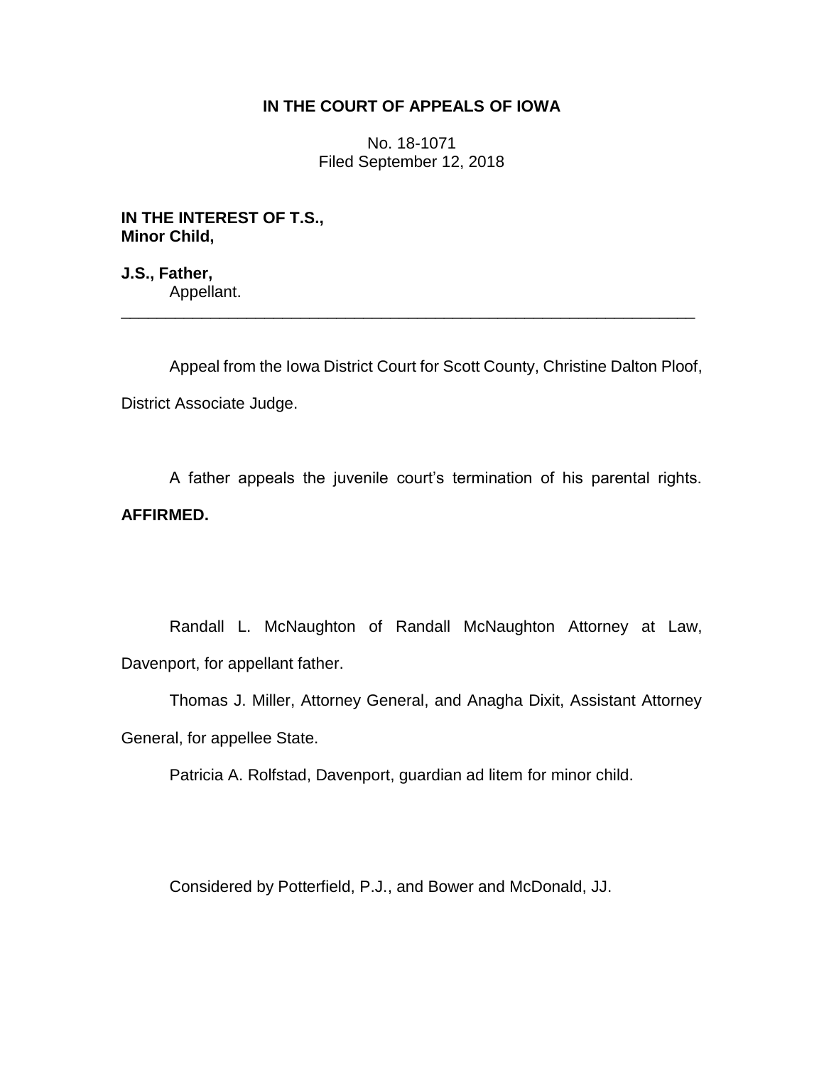**IN THE COURT OF APPEALS OF IOWA**

No. 18-1071
Filed September 12, 2018

**IN THE INTEREST OF T.S.,**
**Minor Child,**

**J.S., Father,**
Appellant.

---

Appeal from the Iowa District Court for Scott County, Christine Dalton Ploof, District Associate Judge.

A father appeals the juvenile court's termination of his parental rights. **AFFIRMED.**

Randall L. McNaughton of Randall McNaughton Attorney at Law, Davenport, for appellant father.

Thomas J. Miller, Attorney General, and Anagha Dixit, Assistant Attorney General, for appellee State.

Patricia A. Rolfstad, Davenport, guardian ad litem for minor child.

Considered by Potterfield, P.J., and Bower and McDonald, JJ.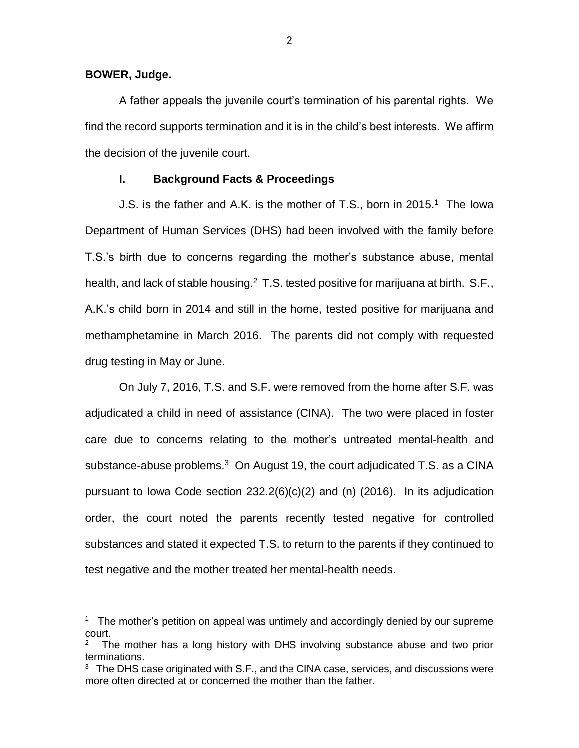**BOWER, Judge.**

A father appeals the juvenile court's termination of his parental rights. We find the record supports termination and it is in the child's best interests. We affirm the decision of the juvenile court.

## I. Background Facts & Proceedings

J.S. is the father and A.K. is the mother of T.S., born in 2015.[1] The Iowa Department of Human Services (DHS) had been involved with the family before T.S.'s birth due to concerns regarding the mother's substance abuse, mental health, and lack of stable housing.[2] T.S. tested positive for marijuana at birth. S.F., A.K.'s child born in 2014 and still in the home, tested positive for marijuana and methamphetamine in March 2016. The parents did not comply with requested drug testing in May or June.

On July 7, 2016, T.S. and S.F. were removed from the home after S.F. was adjudicated a child in need of assistance (CINA). The two were placed in foster care due to concerns relating to the mother's untreated mental-health and substance-abuse problems.[3] On August 19, the court adjudicated T.S. as a CINA pursuant to Iowa Code section 232.2(6)(c)(2) and (n) (2016). In its adjudication order, the court noted the parents recently tested negative for controlled substances and stated it expected T.S. to return to the parents if they continued to test negative and the mother treated her mental-health needs.

---

[1] The mother's petition on appeal was untimely and accordingly denied by our supreme court.

[2] The mother has a long history with DHS involving substance abuse and two prior terminations.

[3] The DHS case originated with S.F., and the CINA case, services, and discussions were more often directed at or concerned the mother than the father.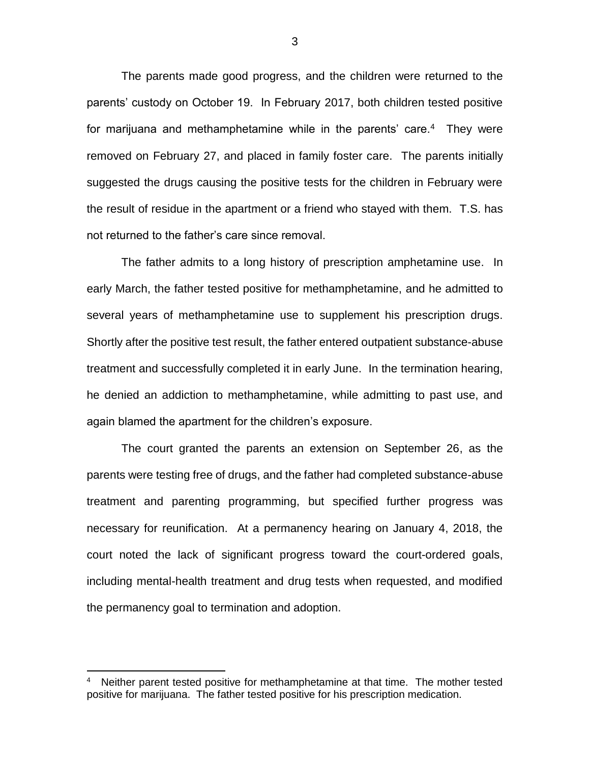The parents made good progress, and the children were returned to the parents' custody on October 19. In February 2017, both children tested positive for marijuana and methamphetamine while in the parents' care.[4] They were removed on February 27, and placed in family foster care. The parents initially suggested the drugs causing the positive tests for the children in February were the result of residue in the apartment or a friend who stayed with them. T.S. has not returned to the father's care since removal.

The father admits to a long history of prescription amphetamine use. In early March, the father tested positive for methamphetamine, and he admitted to several years of methamphetamine use to supplement his prescription drugs. Shortly after the positive test result, the father entered outpatient substance-abuse treatment and successfully completed it in early June. In the termination hearing, he denied an addiction to methamphetamine, while admitting to past use, and again blamed the apartment for the children's exposure.

The court granted the parents an extension on September 26, as the parents were testing free of drugs, and the father had completed substance-abuse treatment and parenting programming, but specified further progress was necessary for reunification. At a permanency hearing on January 4, 2018, the court noted the lack of significant progress toward the court-ordered goals, including mental-health treatment and drug tests when requested, and modified the permanency goal to termination and adoption.

---

[4] Neither parent tested positive for methamphetamine at that time. The mother tested positive for marijuana. The father tested positive for his prescription medication.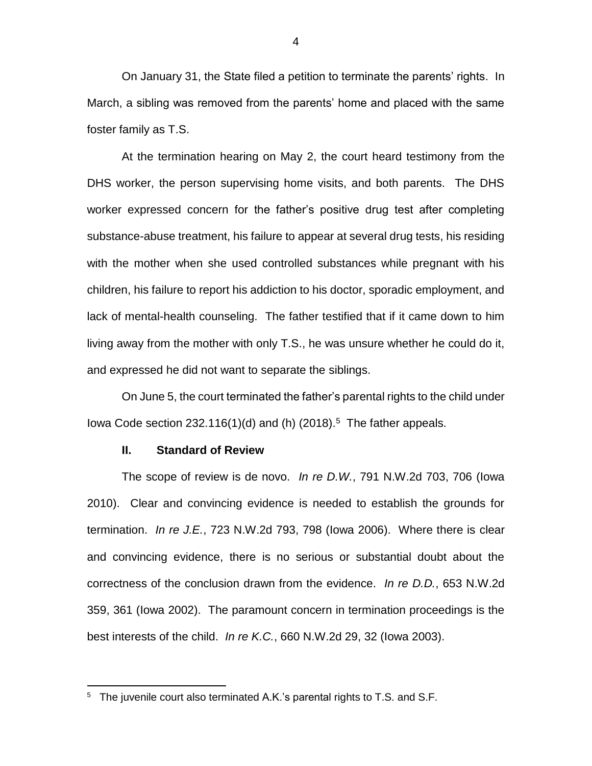On January 31, the State filed a petition to terminate the parents' rights. In March, a sibling was removed from the parents' home and placed with the same foster family as T.S.

At the termination hearing on May 2, the court heard testimony from the DHS worker, the person supervising home visits, and both parents. The DHS worker expressed concern for the father's positive drug test after completing substance-abuse treatment, his failure to appear at several drug tests, his residing with the mother when she used controlled substances while pregnant with his children, his failure to report his addiction to his doctor, sporadic employment, and lack of mental-health counseling. The father testified that if it came down to him living away from the mother with only T.S., he was unsure whether he could do it, and expressed he did not want to separate the siblings.

On June 5, the court terminated the father's parental rights to the child under Iowa Code section 232.116(1)(d) and (h) (2018).[5] The father appeals.

## II. Standard of Review

The scope of review is de novo. *In re D.W.*, 791 N.W.2d 703, 706 (Iowa 2010). Clear and convincing evidence is needed to establish the grounds for termination. *In re J.E.*, 723 N.W.2d 793, 798 (Iowa 2006). Where there is clear and convincing evidence, there is no serious or substantial doubt about the correctness of the conclusion drawn from the evidence. *In re D.D.*, 653 N.W.2d 359, 361 (Iowa 2002). The paramount concern in termination proceedings is the best interests of the child. *In re K.C.*, 660 N.W.2d 29, 32 (Iowa 2003).

[5] The juvenile court also terminated A.K.'s parental rights to T.S. and S.F.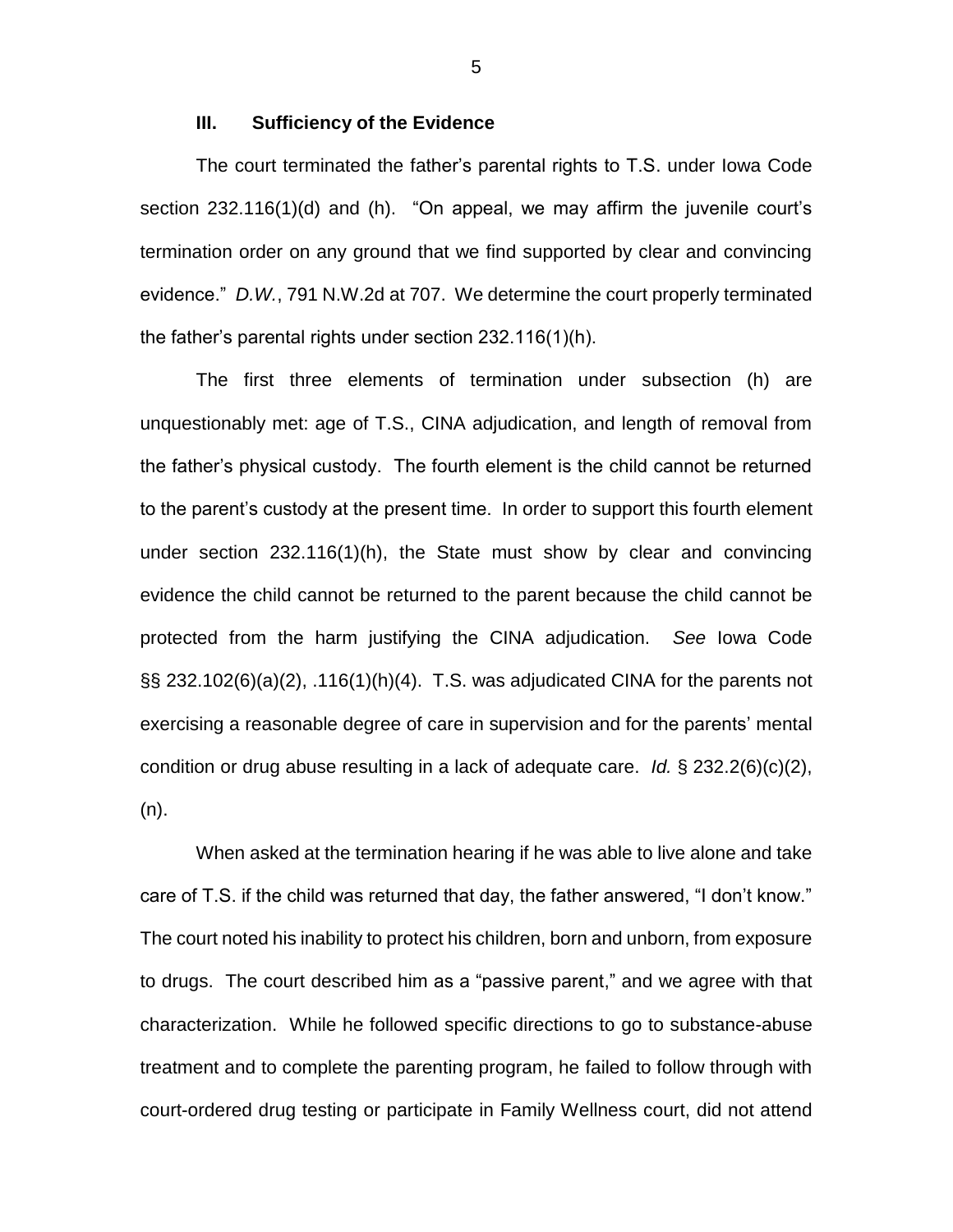### III. Sufficiency of the Evidence

The court terminated the father's parental rights to T.S. under Iowa Code section 232.116(1)(d) and (h). "On appeal, we may affirm the juvenile court's termination order on any ground that we find supported by clear and convincing evidence." *D.W.*, 791 N.W.2d at 707. We determine the court properly terminated the father's parental rights under section 232.116(1)(h).

The first three elements of termination under subsection (h) are unquestionably met: age of T.S., CINA adjudication, and length of removal from the father's physical custody. The fourth element is the child cannot be returned to the parent's custody at the present time. In order to support this fourth element under section 232.116(1)(h), the State must show by clear and convincing evidence the child cannot be returned to the parent because the child cannot be protected from the harm justifying the CINA adjudication. *See* Iowa Code §§ 232.102(6)(a)(2), .116(1)(h)(4). T.S. was adjudicated CINA for the parents not exercising a reasonable degree of care in supervision and for the parents' mental condition or drug abuse resulting in a lack of adequate care. *Id.* § 232.2(6)(c)(2), (n).

When asked at the termination hearing if he was able to live alone and take care of T.S. if the child was returned that day, the father answered, "I don't know." The court noted his inability to protect his children, born and unborn, from exposure to drugs. The court described him as a "passive parent," and we agree with that characterization. While he followed specific directions to go to substance-abuse treatment and to complete the parenting program, he failed to follow through with court-ordered drug testing or participate in Family Wellness court, did not attend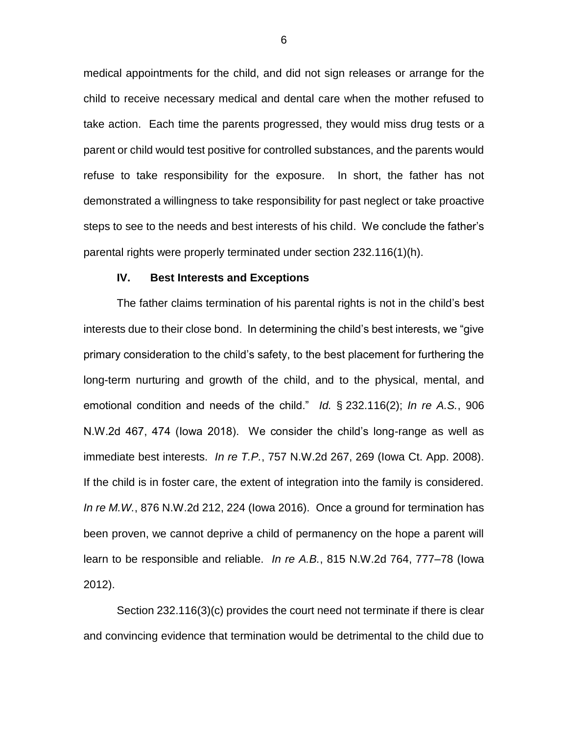medical appointments for the child, and did not sign releases or arrange for the child to receive necessary medical and dental care when the mother refused to take action. Each time the parents progressed, they would miss drug tests or a parent or child would test positive for controlled substances, and the parents would refuse to take responsibility for the exposure. In short, the father has not demonstrated a willingness to take responsibility for past neglect or take proactive steps to see to the needs and best interests of his child. We conclude the father's parental rights were properly terminated under section 232.116(1)(h).

## IV. Best Interests and Exceptions

The father claims termination of his parental rights is not in the child's best interests due to their close bond. In determining the child's best interests, we "give primary consideration to the child's safety, to the best placement for furthering the long-term nurturing and growth of the child, and to the physical, mental, and emotional condition and needs of the child." *Id.* § 232.116(2); *In re A.S.*, 906 N.W.2d 467, 474 (Iowa 2018). We consider the child's long-range as well as immediate best interests. *In re T.P.*, 757 N.W.2d 267, 269 (Iowa Ct. App. 2008). If the child is in foster care, the extent of integration into the family is considered. *In re M.W.*, 876 N.W.2d 212, 224 (Iowa 2016). Once a ground for termination has been proven, we cannot deprive a child of permanency on the hope a parent will learn to be responsible and reliable. *In re A.B.*, 815 N.W.2d 764, 777–78 (Iowa 2012).

Section 232.116(3)(c) provides the court need not terminate if there is clear and convincing evidence that termination would be detrimental to the child due to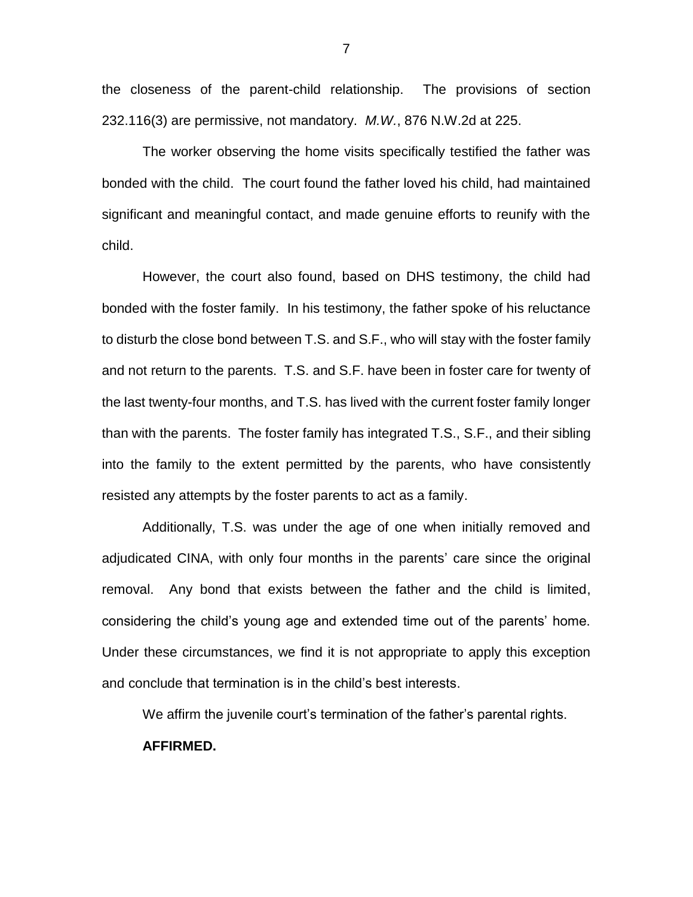the closeness of the parent-child relationship. The provisions of section 232.116(3) are permissive, not mandatory. *M.W.*, 876 N.W.2d at 225.

The worker observing the home visits specifically testified the father was bonded with the child. The court found the father loved his child, had maintained significant and meaningful contact, and made genuine efforts to reunify with the child.

However, the court also found, based on DHS testimony, the child had bonded with the foster family. In his testimony, the father spoke of his reluctance to disturb the close bond between T.S. and S.F., who will stay with the foster family and not return to the parents. T.S. and S.F. have been in foster care for twenty of the last twenty-four months, and T.S. has lived with the current foster family longer than with the parents. The foster family has integrated T.S., S.F., and their sibling into the family to the extent permitted by the parents, who have consistently resisted any attempts by the foster parents to act as a family.

Additionally, T.S. was under the age of one when initially removed and adjudicated CINA, with only four months in the parents' care since the original removal. Any bond that exists between the father and the child is limited, considering the child's young age and extended time out of the parents' home. Under these circumstances, we find it is not appropriate to apply this exception and conclude that termination is in the child's best interests.

We affirm the juvenile court's termination of the father's parental rights.

**AFFIRMED.**